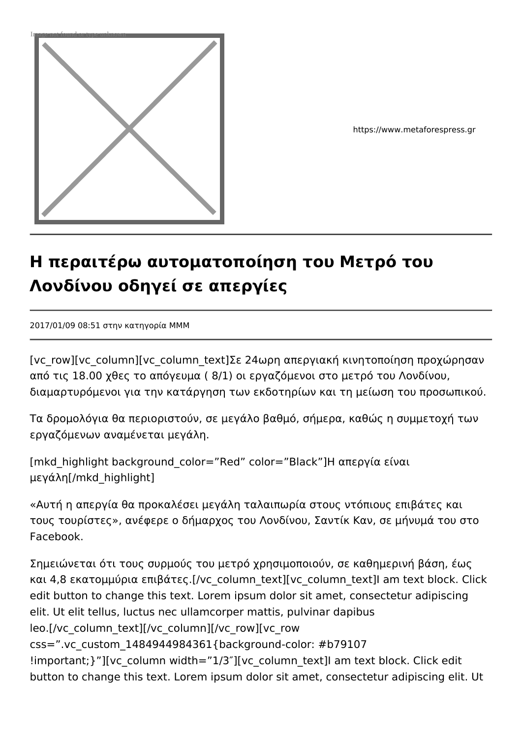Image not found or type unknown

https://www.metaforespress.gr

# Η περαιτέρω αυτοματοποίηση του Μετρό του Λονδίνου οδηγεί σε απεργίες

2017/01/09 08:51 στην κατηγορία ΜΜΜ

[vc_row][vc_column][vc_column_text]Σε 24ωρη απεργιακή κινητοποίηση προχώρησαν από τις 18.00 χθες το απόγευμα ( 8/1) οι εργαζόμενοι στο μετρό του Λονδίνου, διαμαρτυρόμενοι για την κατάργηση των εκδοτηρίων και τη μείωση του προσωπικού.

Τα δρομολόγια θα περιοριστούν, σε μεγάλο βαθμό, σήμερα, καθώς η συμμετοχή των εργαζόμενων αναμένεται μεγάλη.

[mkd_highlight background_color="Red" color="Black"]Η απεργία είναι μεγάλη[/mkd_highlight]

«Αυτή η απεργία θα προκαλέσει μεγάλη ταλαιπωρία στους ντόπιους επιβάτες και τους τουρίστες», ανέφερε ο δήμαρχος του Λονδίνου, Σαντίκ Καν, σε μήνυμά του στο Facebook.

Σημειώνεται ότι τους συρμούς του μετρό χρησιμοποιούν, σε καθημερινή βάση, έως και 4,8 εκατομμύρια επιβάτες.[/vc_column_text][vc_column_text]I am text block. Click edit button to change this text. Lorem ipsum dolor sit amet, consectetur adipiscing elit. Ut elit tellus, luctus nec ullamcorper mattis, pulvinar dapibus leo.[/vc_column_text][/vc_column][/vc_row][vc_row css=".vc_custom_1484944984361{background-color: #b79107 !important;}"][vc_column width="1/3″][vc_column_text]I am text block. Click edit button to change this text. Lorem ipsum dolor sit amet, consectetur adipiscing elit. Ut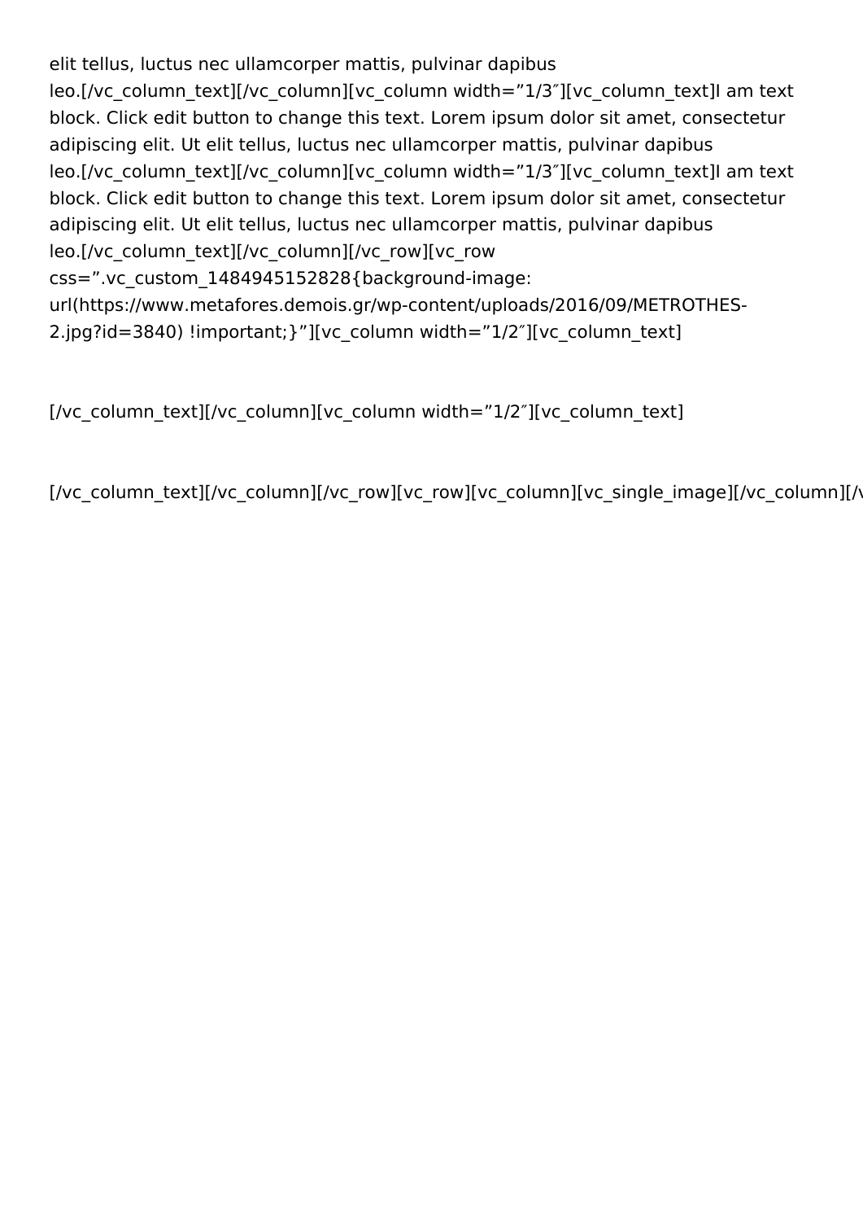elit tellus, luctus nec ullamcorper mattis, pulvinar dapibus leo.[/vc_column_text][/vc_column][vc_column width="1/3″][vc_column_text]I am text block. Click edit button to change this text. Lorem ipsum dolor sit amet, consectetur adipiscing elit. Ut elit tellus, luctus nec ullamcorper mattis, pulvinar dapibus leo.[/vc_column_text][/vc_column][vc_column width="1/3″][vc_column_text]I am text block. Click edit button to change this text. Lorem ipsum dolor sit amet, consectetur adipiscing elit. Ut elit tellus, luctus nec ullamcorper mattis, pulvinar dapibus leo.[/vc_column_text][/vc_column][/vc_row][vc_row css=".vc_custom_1484945152828{background-image: url(https://www.metafores.demois.gr/wp-content/uploads/2016/09/METROTHES-2.jpg?id=3840) !important;}"][vc_column width="1/2″][vc_column_text]

[/vc_column_text][/vc_column][vc_column width="1/2″][vc_column_text]

[/vc_column_text][/vc_column][/vc_row][vc_row][vc_column][vc_single_image][/vc_column][/v